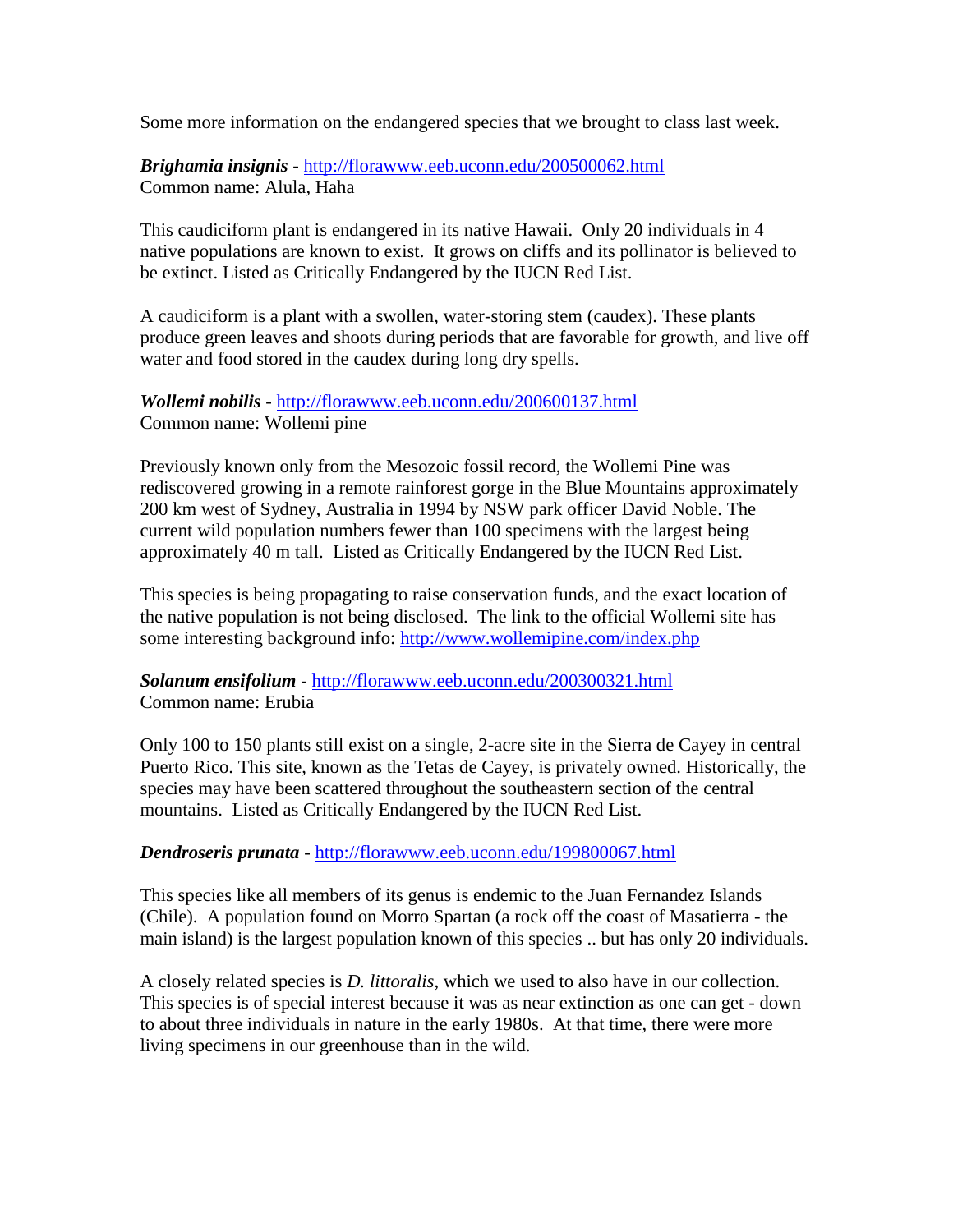Some more information on the endangered species that we brought to class last week.

***Brighamia insignis*** - http://florawww.eeb.uconn.edu/200500062.html
Common name: Alula, Haha

This caudiciform plant is endangered in its native Hawaii. Only 20 individuals in 4 native populations are known to exist. It grows on cliffs and its pollinator is believed to be extinct. Listed as Critically Endangered by the IUCN Red List.

A caudiciform is a plant with a swollen, water-storing stem (caudex). These plants produce green leaves and shoots during periods that are favorable for growth, and live off water and food stored in the caudex during long dry spells.

***Wollemi nobilis*** - http://florawww.eeb.uconn.edu/200600137.html
Common name: Wollemi pine

Previously known only from the Mesozoic fossil record, the Wollemi Pine was rediscovered growing in a remote rainforest gorge in the Blue Mountains approximately 200 km west of Sydney, Australia in 1994 by NSW park officer David Noble. The current wild population numbers fewer than 100 specimens with the largest being approximately 40 m tall. Listed as Critically Endangered by the IUCN Red List.

This species is being propagating to raise conservation funds, and the exact location of the native population is not being disclosed. The link to the official Wollemi site has some interesting background info: http://www.wollemipine.com/index.php

***Solanum ensifolium*** - http://florawww.eeb.uconn.edu/200300321.html
Common name: Erubia

Only 100 to 150 plants still exist on a single, 2-acre site in the Sierra de Cayey in central Puerto Rico. This site, known as the Tetas de Cayey, is privately owned. Historically, the species may have been scattered throughout the southeastern section of the central mountains. Listed as Critically Endangered by the IUCN Red List.

***Dendroseris prunata*** - http://florawww.eeb.uconn.edu/199800067.html

This species like all members of its genus is endemic to the Juan Fernandez Islands (Chile). A population found on Morro Spartan (a rock off the coast of Masatierra - the main island) is the largest population known of this species .. but has only 20 individuals.

A closely related species is *D. littoralis*, which we used to also have in our collection. This species is of special interest because it was as near extinction as one can get - down to about three individuals in nature in the early 1980s. At that time, there were more living specimens in our greenhouse than in the wild.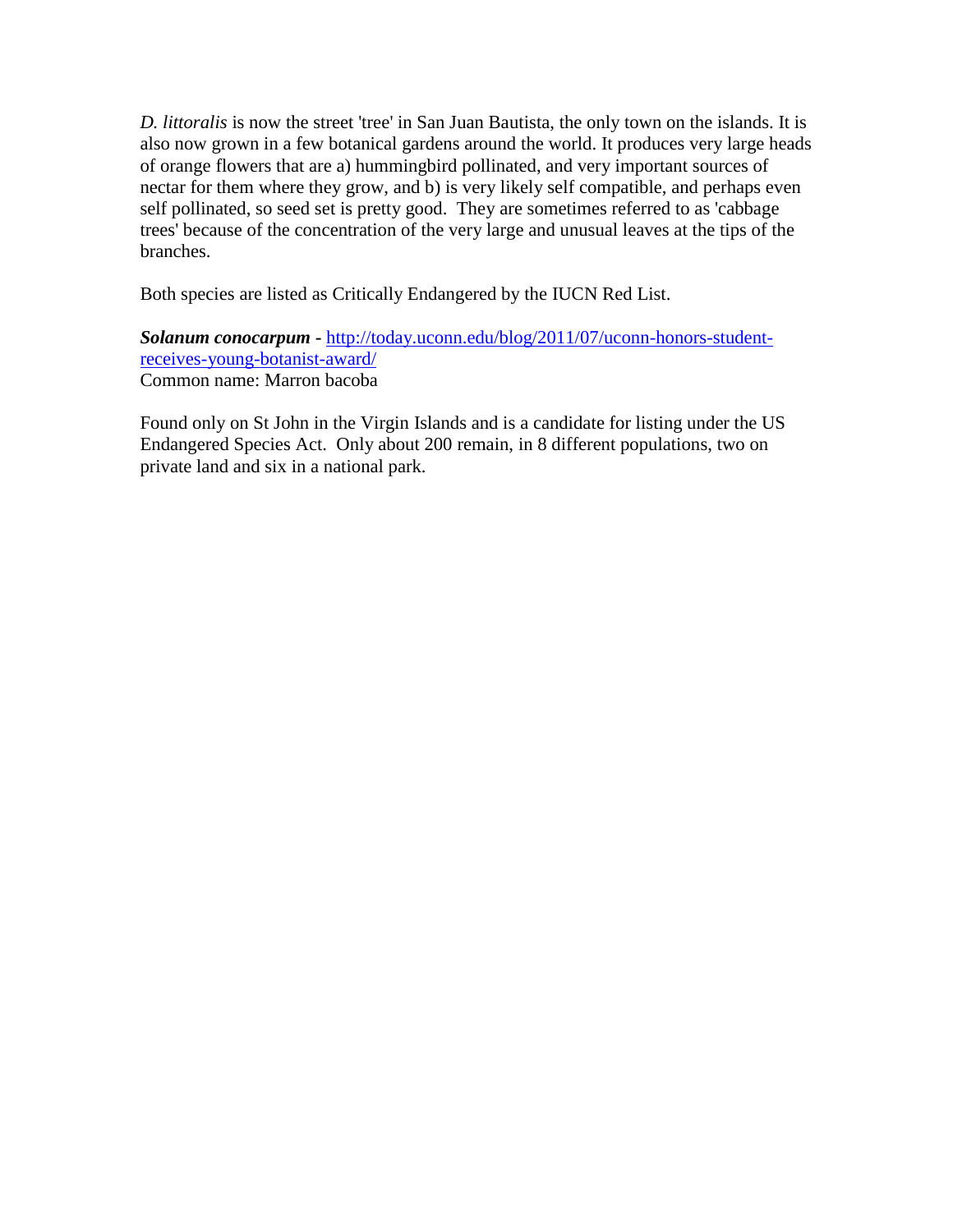*D. littoralis* is now the street 'tree' in San Juan Bautista, the only town on the islands. It is also now grown in a few botanical gardens around the world. It produces very large heads of orange flowers that are a) hummingbird pollinated, and very important sources of nectar for them where they grow, and b) is very likely self compatible, and perhaps even self pollinated, so seed set is pretty good. They are sometimes referred to as 'cabbage trees' because of the concentration of the very large and unusual leaves at the tips of the branches.

Both species are listed as Critically Endangered by the IUCN Red List.

***Solanum conocarpum*** **-** [http://today.uconn.edu/blog/2011/07/uconn-honors-student-receives-young-botanist-award/](http://today.uconn.edu/blog/2011/07/uconn-honors-student-receives-young-botanist-award/)
Common name: Marron bacoba

Found only on St John in the Virgin Islands and is a candidate for listing under the US Endangered Species Act. Only about 200 remain, in 8 different populations, two on private land and six in a national park.